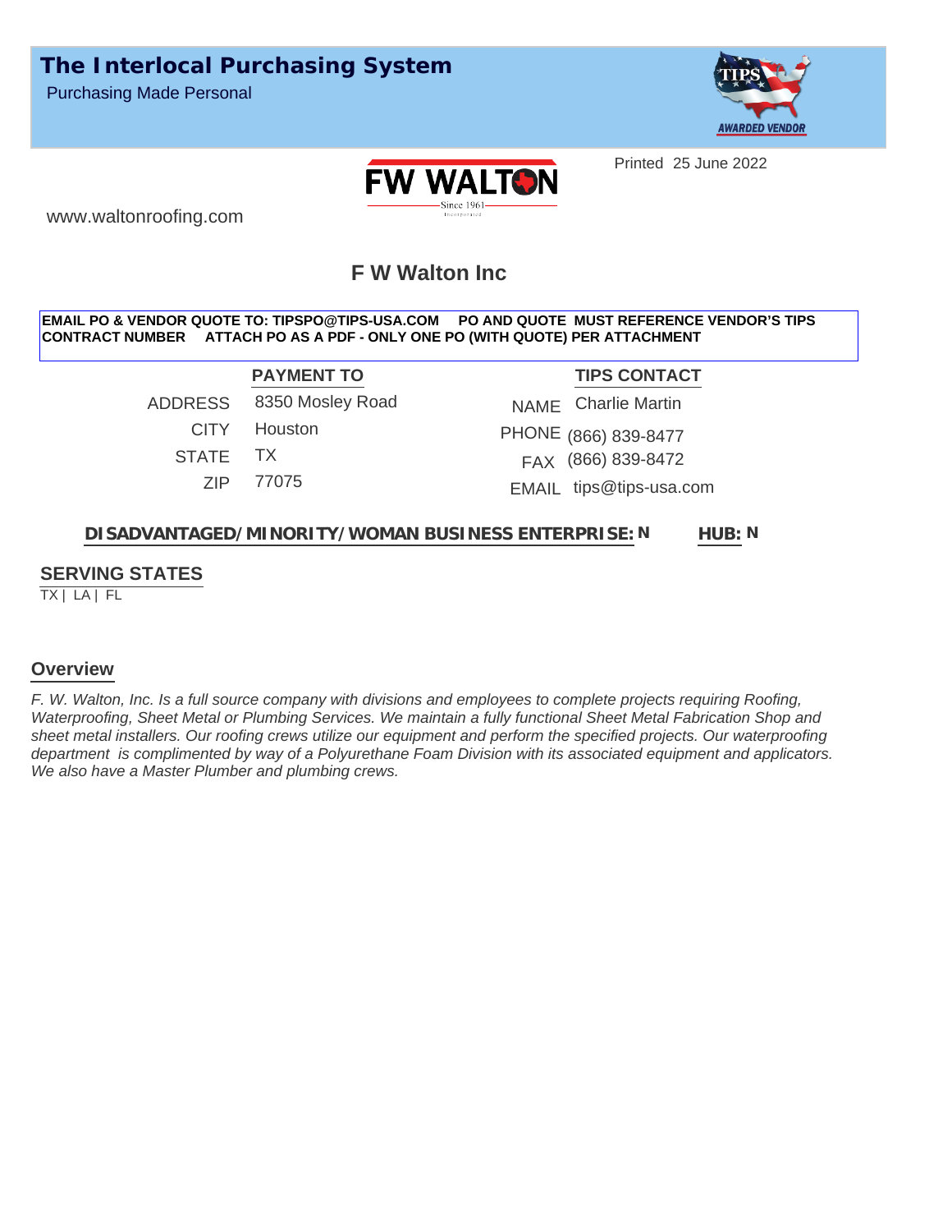# The Interlocal Purchasing System

Purchasing Made Personal

Printed 25 June 2022

www.waltonroofing.com

## F W Walton Inc

**EMAIL PO & VENDOR QUOTE TO: TIPSPO@TIPS-USA.COM PO AND QUOTE MUST REFERENCE VENDOR'S TIPS CONTRACT NUMBER ATTACH PO AS A PDF - ONLY ONE PO (WITH QUOTE) PER ATTACHMENT**

| PAYMENT TO | | TIPS CONTACT | |
|---|---|---|---|
| ADDRESS | 8350 Mosley Road | NAME | Charlie Martin |
| CITY | Houston | PHONE | (866) 839-8477 |
| STATE | TX | FAX | (866) 839-8472 |
| ZIP | 77075 | EMAIL | tips@tips-usa.com |

**DISADVANTAGED/MINORITY/WOMAN BUSINESS ENTERPRISE:** N **HUB:** N

### SERVING STATES

TX | LA | FL

### Overview

*F. W. Walton, Inc. Is a full source company with divisions and employees to complete projects requiring Roofing, Waterproofing, Sheet Metal or Plumbing Services. We maintain a fully functional Sheet Metal Fabrication Shop and sheet metal installers. Our roofing crews utilize our equipment and perform the specified projects. Our waterproofing department is complimented by way of a Polyurethane Foam Division with its associated equipment and applicators. We also have a Master Plumber and plumbing crews.*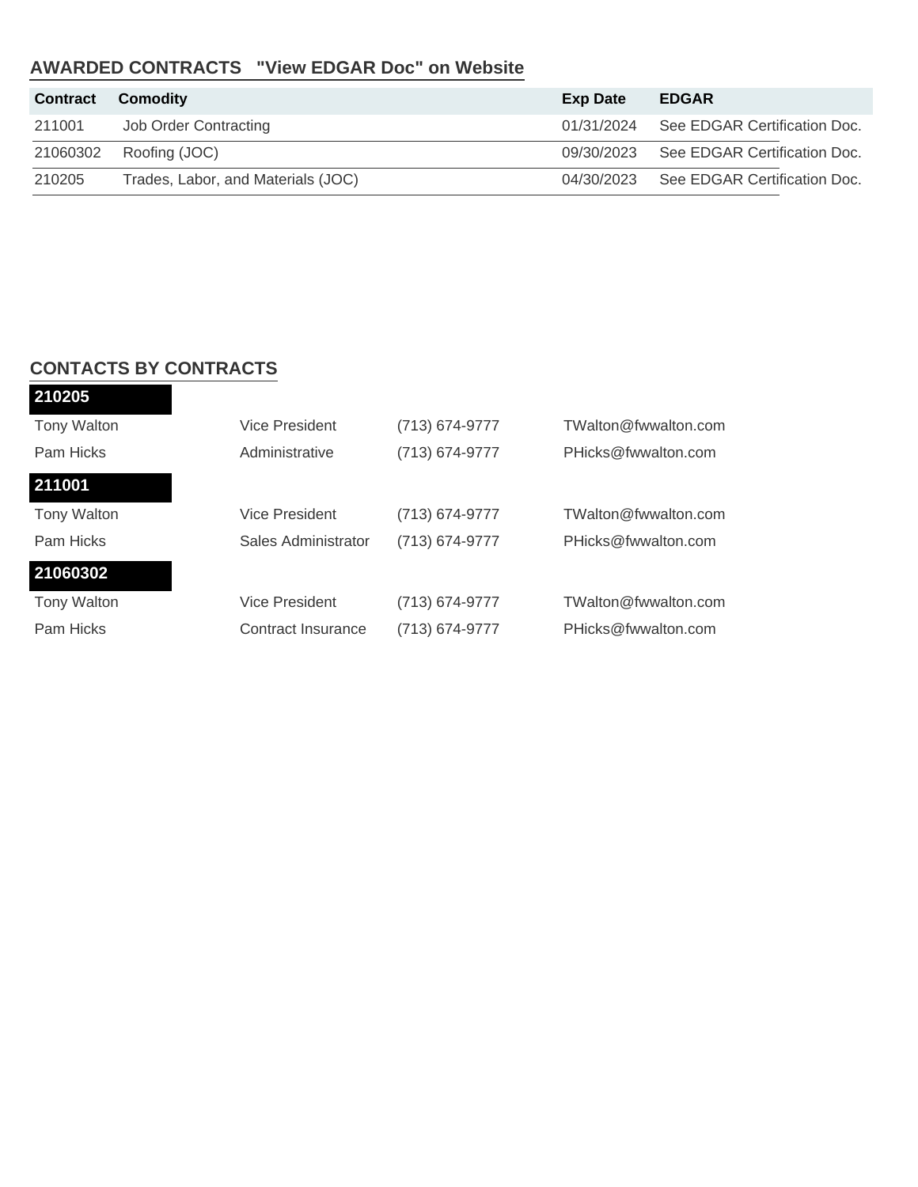## AWARDED CONTRACTS "View EDGAR Doc" on Website

| Contract | Comodity | Exp Date | EDGAR |
|---|---|---|---|
| 211001 | Job Order Contracting | 01/31/2024 | See EDGAR Certification Doc. |
| 21060302 | Roofing (JOC) | 09/30/2023 | See EDGAR Certification Doc. |
| 210205 | Trades, Labor, and Materials (JOC) | 04/30/2023 | See EDGAR Certification Doc. |

## CONTACTS BY CONTRACTS

**210205**

| | | | |
|---|---|---|---|
| Tony Walton | Vice President | (713) 674-9777 | TWalton@fwwalton.com |
| Pam Hicks | Administrative | (713) 674-9777 | PHicks@fwwalton.com |

**211001**

| | | | |
|---|---|---|---|
| Tony Walton | Vice President | (713) 674-9777 | TWalton@fwwalton.com |
| Pam Hicks | Sales Administrator | (713) 674-9777 | PHicks@fwwalton.com |

**21060302**

| | | | |
|---|---|---|---|
| Tony Walton | Vice President | (713) 674-9777 | TWalton@fwwalton.com |
| Pam Hicks | Contract Insurance | (713) 674-9777 | PHicks@fwwalton.com |